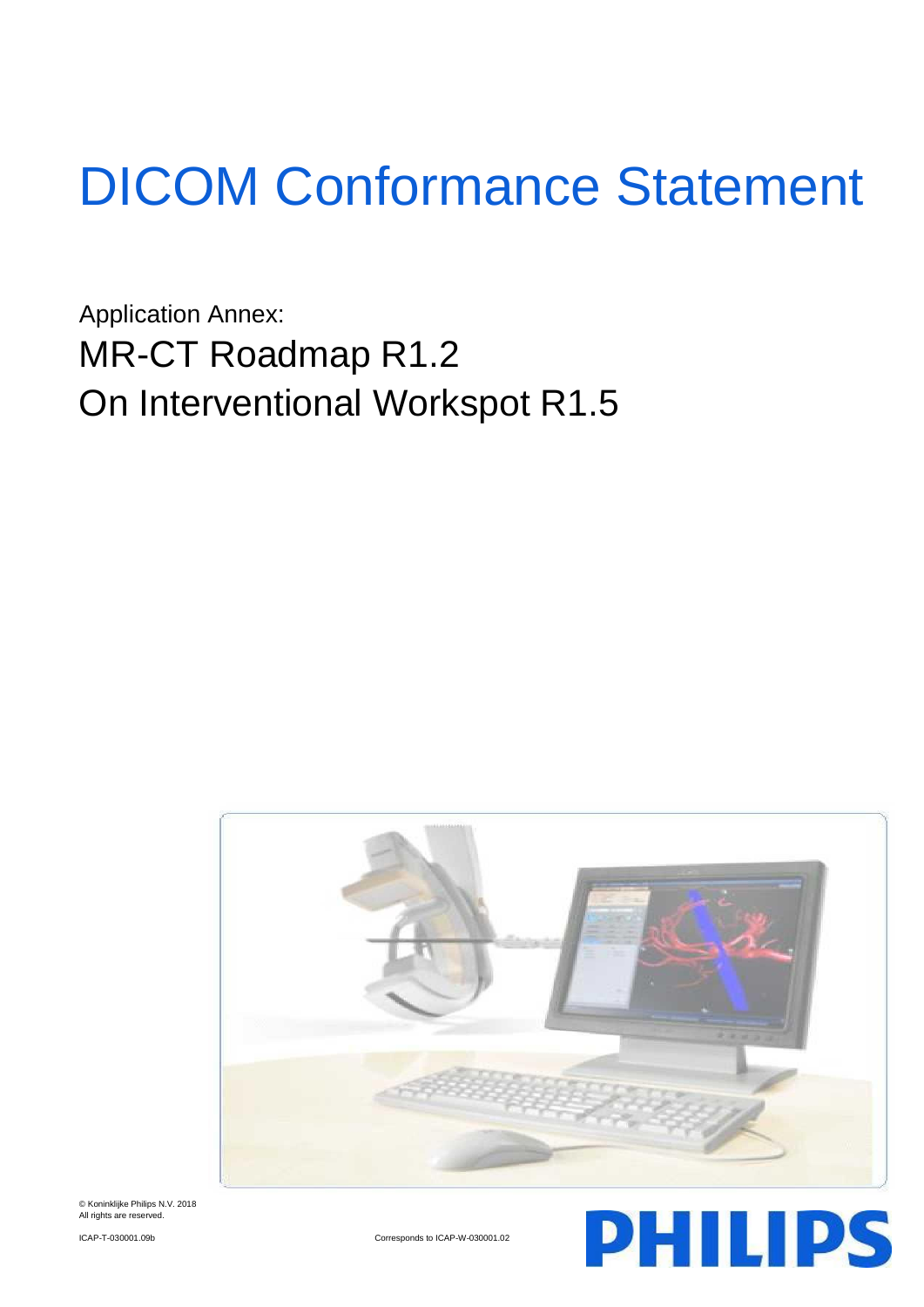# DICOM Conformance Statement

Application Annex:

## MR-CT Roadmap R1.2
## On Interventional Workspot R1.5

© Koninklijke Philips N.V. 2018
All rights are reserved.

ICAP-T-030001.09b

Corresponds to ICAP-W-030001.02

PHILIPS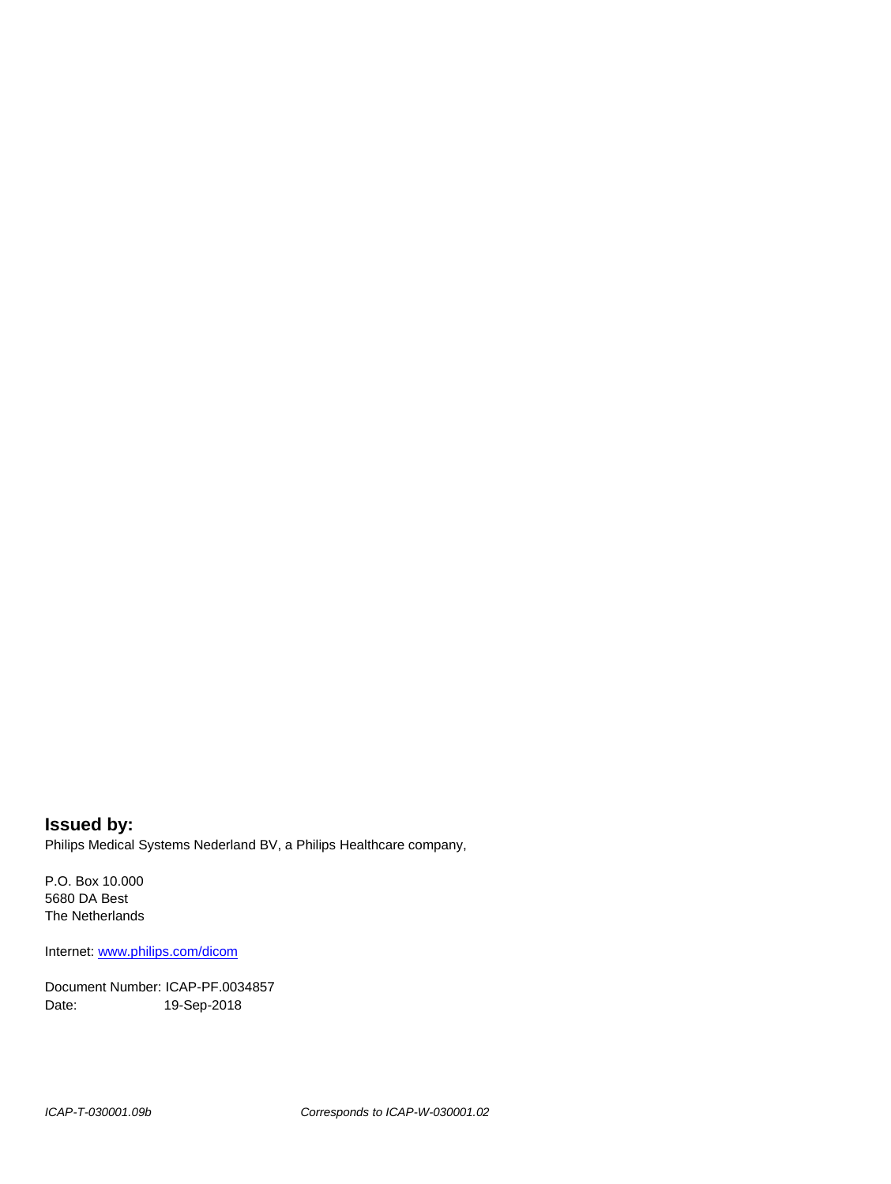**Issued by:**

Philips Medical Systems Nederland BV, a Philips Healthcare company,

P.O. Box 10.000
5680 DA Best
The Netherlands

Internet: [www.philips.com/dicom](www.philips.com/dicom)

Document Number: ICAP-PF.0034857
Date: 19-Sep-2018

*ICAP-T-030001.09b* *Corresponds to ICAP-W-030001.02*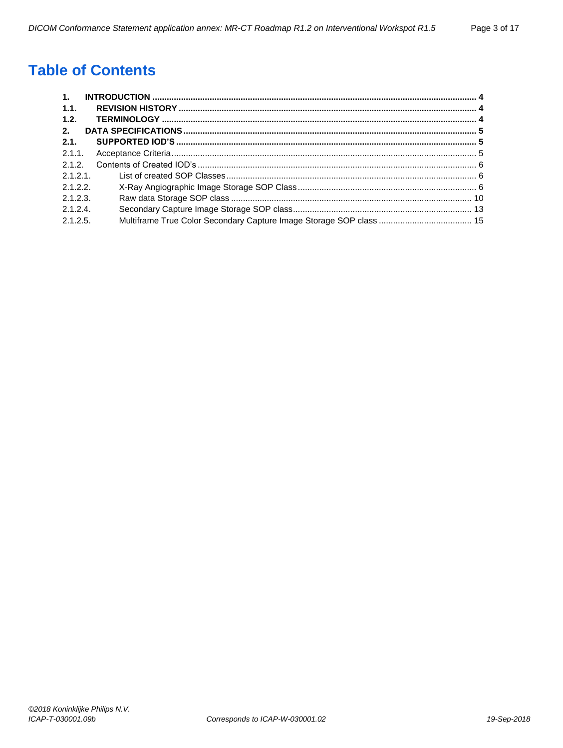# Table of Contents

**1. INTRODUCTION** ........ **4**
**1.1. REVISION HISTORY** ........ **4**
**1.2. TERMINOLOGY** ........ **4**
**2. DATA SPECIFICATIONS** ........ **5**
**2.1. SUPPORTED IOD'S** ........ **5**
2.1.1. Acceptance Criteria ........ 5
2.1.2. Contents of Created IOD's ........ 6
2.1.2.1. List of created SOP Classes ........ 6
2.1.2.2. X-Ray Angiographic Image Storage SOP Class ........ 6
2.1.2.3. Raw data Storage SOP class ........ 10
2.1.2.4. Secondary Capture Image Storage SOP class ........ 13
2.1.2.5. Multiframe True Color Secondary Capture Image Storage SOP class ........ 15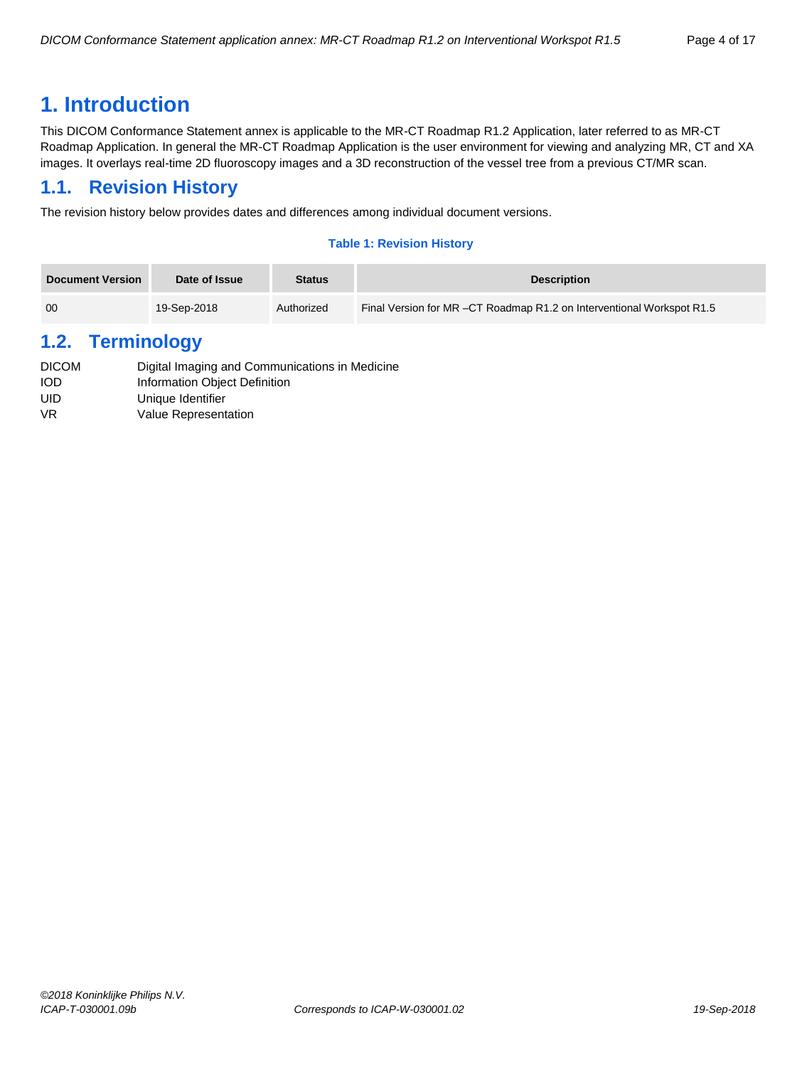# 1. Introduction

This DICOM Conformance Statement annex is applicable to the MR-CT Roadmap R1.2 Application, later referred to as MR-CT Roadmap Application. In general the MR-CT Roadmap Application is the user environment for viewing and analyzing MR, CT and XA images. It overlays real-time 2D fluoroscopy images and a 3D reconstruction of the vessel tree from a previous CT/MR scan.

## 1.1. Revision History

The revision history below provides dates and differences among individual document versions.

**Table 1: Revision History**

| Document Version | Date of Issue | Status | Description |
|---|---|---|---|
| 00 | 19-Sep-2018 | Authorized | Final Version for MR –CT Roadmap R1.2 on Interventional Workspot R1.5 |

## 1.2. Terminology

| | |
|---|---|
| DICOM | Digital Imaging and Communications in Medicine |
| IOD | Information Object Definition |
| UID | Unique Identifier |
| VR | Value Representation |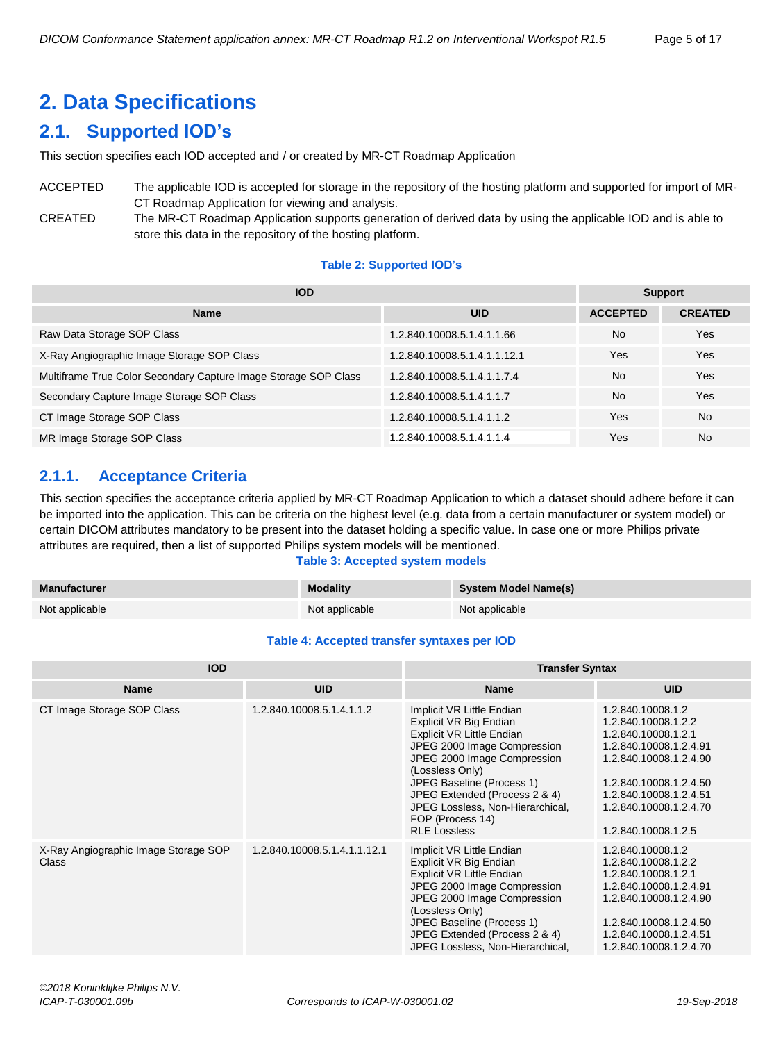# 2. Data Specifications

## 2.1. Supported IOD's

This section specifies each IOD accepted and / or created by MR-CT Roadmap Application

ACCEPTED — The applicable IOD is accepted for storage in the repository of the hosting platform and supported for import of MR-CT Roadmap Application for viewing and analysis.

CREATED — The MR-CT Roadmap Application supports generation of derived data by using the applicable IOD and is able to store this data in the repository of the hosting platform.

**Table 2: Supported IOD's**

| IOD | | Support | |
|---|---|---|---|
| **Name** | **UID** | **ACCEPTED** | **CREATED** |
| Raw Data Storage SOP Class | 1.2.840.10008.5.1.4.1.1.66 | No | Yes |
| X-Ray Angiographic Image Storage SOP Class | 1.2.840.10008.5.1.4.1.1.12.1 | Yes | Yes |
| Multiframe True Color Secondary Capture Image Storage SOP Class | 1.2.840.10008.5.1.4.1.1.7.4 | No | Yes |
| Secondary Capture Image Storage SOP Class | 1.2.840.10008.5.1.4.1.1.7 | No | Yes |
| CT Image Storage SOP Class | 1.2.840.10008.5.1.4.1.1.2 | Yes | No |
| MR Image Storage SOP Class | 1.2.840.10008.5.1.4.1.1.4 | Yes | No |

### 2.1.1. Acceptance Criteria

This section specifies the acceptance criteria applied by MR-CT Roadmap Application to which a dataset should adhere before it can be imported into the application. This can be criteria on the highest level (e.g. data from a certain manufacturer or system model) or certain DICOM attributes mandatory to be present into the dataset holding a specific value. In case one or more Philips private attributes are required, then a list of supported Philips system models will be mentioned.

**Table 3: Accepted system models**

| Manufacturer | Modality | System Model Name(s) |
|---|---|---|
| Not applicable | Not applicable | Not applicable |

**Table 4: Accepted transfer syntaxes per IOD**

| IOD | | Transfer Syntax | |
|---|---|---|---|
| **Name** | **UID** | **Name** | **UID** |
| CT Image Storage SOP Class | 1.2.840.10008.5.1.4.1.1.2 | Implicit VR Little Endian<br>Explicit VR Big Endian<br>Explicit VR Little Endian<br>JPEG 2000 Image Compression<br>JPEG 2000 Image Compression (Lossless Only)<br>JPEG Baseline (Process 1)<br>JPEG Extended (Process 2 & 4)<br>JPEG Lossless, Non-Hierarchical, FOP (Process 14)<br>RLE Lossless | 1.2.840.10008.1.2<br>1.2.840.10008.1.2.2<br>1.2.840.10008.1.2.1<br>1.2.840.10008.1.2.4.91<br>1.2.840.10008.1.2.4.90<br>1.2.840.10008.1.2.4.50<br>1.2.840.10008.1.2.4.51<br>1.2.840.10008.1.2.4.70<br>1.2.840.10008.1.2.5 |
| X-Ray Angiographic Image Storage SOP Class | 1.2.840.10008.5.1.4.1.1.12.1 | Implicit VR Little Endian<br>Explicit VR Big Endian<br>Explicit VR Little Endian<br>JPEG 2000 Image Compression<br>JPEG 2000 Image Compression (Lossless Only)<br>JPEG Baseline (Process 1)<br>JPEG Extended (Process 2 & 4)<br>JPEG Lossless, Non-Hierarchical, | 1.2.840.10008.1.2<br>1.2.840.10008.1.2.2<br>1.2.840.10008.1.2.1<br>1.2.840.10008.1.2.4.91<br>1.2.840.10008.1.2.4.90<br>1.2.840.10008.1.2.4.50<br>1.2.840.10008.1.2.4.51<br>1.2.840.10008.1.2.4.70 |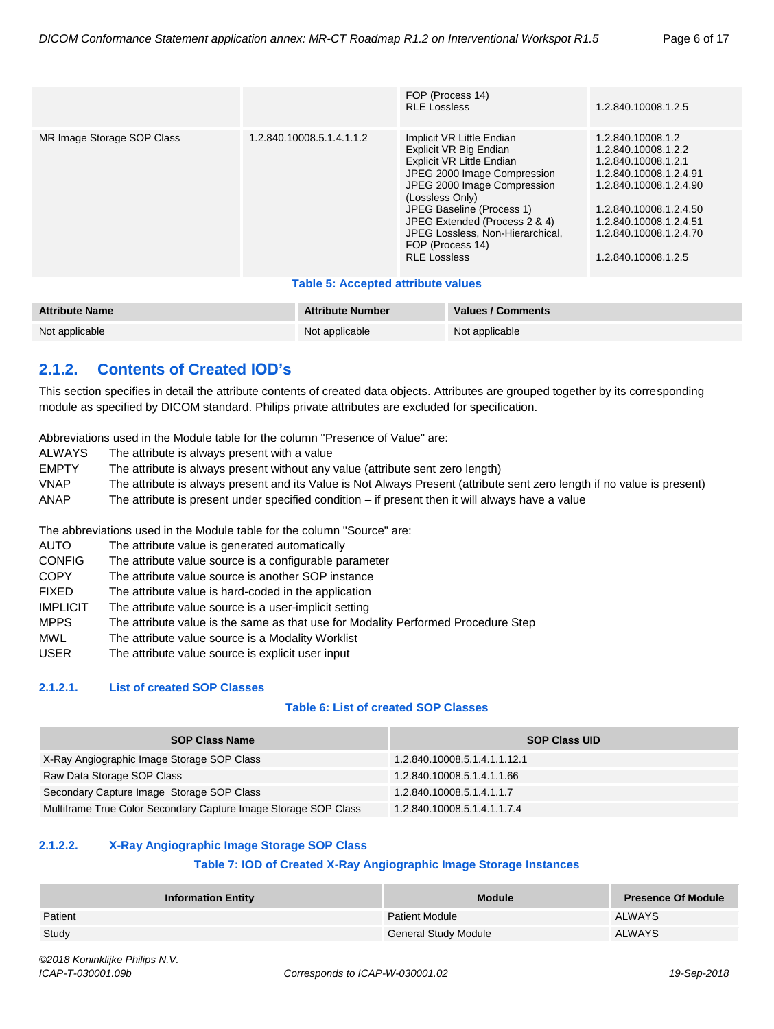|  |  | FOP (Process 14)<br>RLE Lossless | <br>1.2.840.10008.1.2.5 |
|---|---|---|---|
| MR Image Storage SOP Class | 1.2.840.10008.5.1.4.1.1.2 | Implicit VR Little Endian<br>Explicit VR Big Endian<br>Explicit VR Little Endian<br>JPEG 2000 Image Compression<br>JPEG 2000 Image Compression (Lossless Only)<br>JPEG Baseline (Process 1)<br>JPEG Extended (Process 2 & 4)<br>JPEG Lossless, Non-Hierarchical, FOP (Process 14)<br>RLE Lossless | 1.2.840.10008.1.2<br>1.2.840.10008.1.2.2<br>1.2.840.10008.1.2.1<br>1.2.840.10008.1.2.4.91<br>1.2.840.10008.1.2.4.90<br><br>1.2.840.10008.1.2.4.50<br>1.2.840.10008.1.2.4.51<br>1.2.840.10008.1.2.4.70<br><br>1.2.840.10008.1.2.5 |

**Table 5: Accepted attribute values**

| Attribute Name | Attribute Number | Values / Comments |
|---|---|---|
| Not applicable | Not applicable | Not applicable |

## 2.1.2. Contents of Created IOD's

This section specifies in detail the attribute contents of created data objects. Attributes are grouped together by its corresponding module as specified by DICOM standard. Philips private attributes are excluded for specification.

Abbreviations used in the Module table for the column "Presence of Value" are:

| | |
|---|---|
| ALWAYS | The attribute is always present with a value |
| EMPTY | The attribute is always present without any value (attribute sent zero length) |
| VNAP | The attribute is always present and its Value is Not Always Present (attribute sent zero length if no value is present) |
| ANAP | The attribute is present under specified condition – if present then it will always have a value |

The abbreviations used in the Module table for the column "Source" are:

| | |
|---|---|
| AUTO | The attribute value is generated automatically |
| CONFIG | The attribute value source is a configurable parameter |
| COPY | The attribute value source is another SOP instance |
| FIXED | The attribute value is hard-coded in the application |
| IMPLICIT | The attribute value source is a user-implicit setting |
| MPPS | The attribute value is the same as that use for Modality Performed Procedure Step |
| MWL | The attribute value source is a Modality Worklist |
| USER | The attribute value source is explicit user input |

### 2.1.2.1. List of created SOP Classes

**Table 6: List of created SOP Classes**

| SOP Class Name | SOP Class UID |
|---|---|
| X-Ray Angiographic Image Storage SOP Class | 1.2.840.10008.5.1.4.1.1.12.1 |
| Raw Data Storage SOP Class | 1.2.840.10008.5.1.4.1.1.66 |
| Secondary Capture Image Storage SOP Class | 1.2.840.10008.5.1.4.1.1.7 |
| Multiframe True Color Secondary Capture Image Storage SOP Class | 1.2.840.10008.5.1.4.1.1.7.4 |

### 2.1.2.2. X-Ray Angiographic Image Storage SOP Class

**Table 7: IOD of Created X-Ray Angiographic Image Storage Instances**

| Information Entity | Module | Presence Of Module |
|---|---|---|
| Patient | Patient Module | ALWAYS |
| Study | General Study Module | ALWAYS |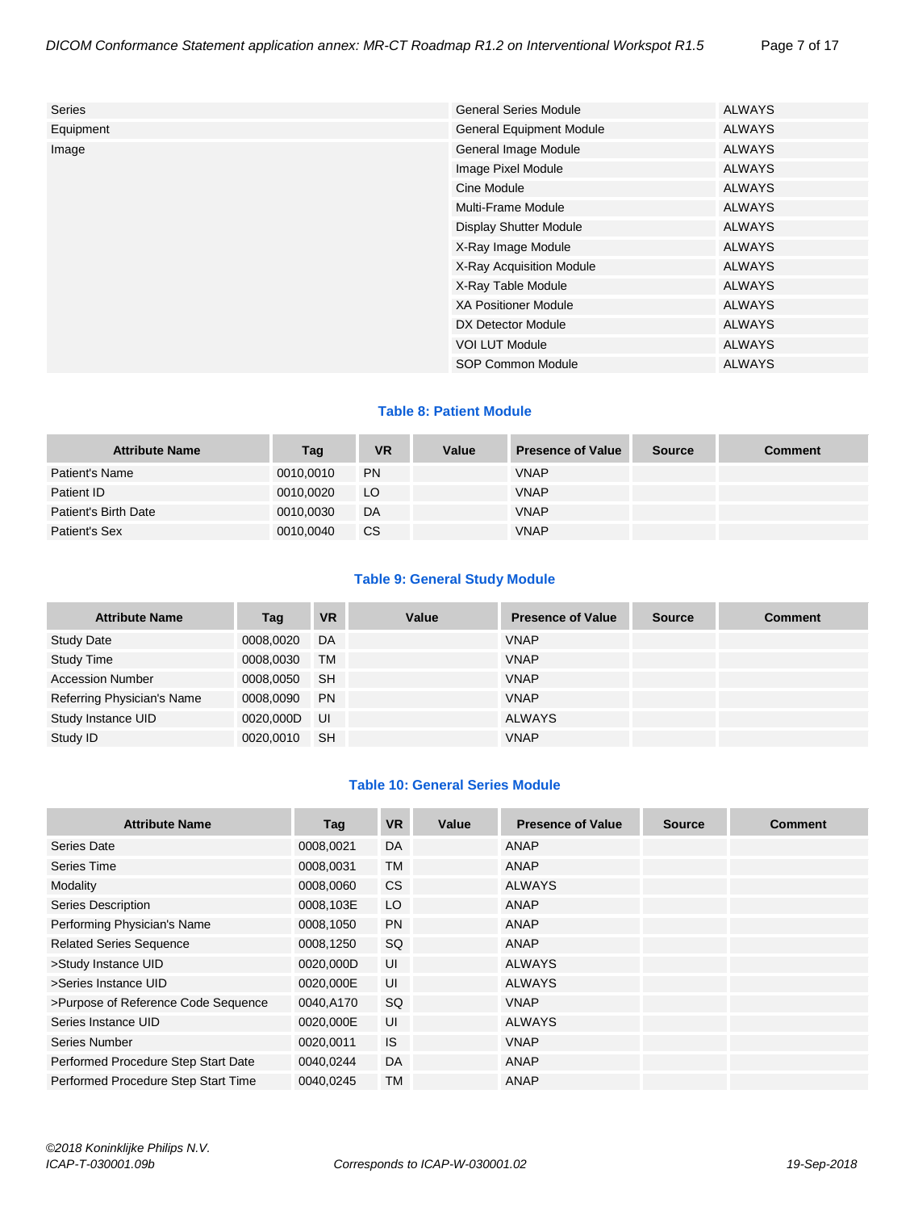| | | |
|---|---|---|
| Series | General Series Module | ALWAYS |
| Equipment | General Equipment Module | ALWAYS |
| Image | General Image Module | ALWAYS |
| | Image Pixel Module | ALWAYS |
| | Cine Module | ALWAYS |
| | Multi-Frame Module | ALWAYS |
| | Display Shutter Module | ALWAYS |
| | X-Ray Image Module | ALWAYS |
| | X-Ray Acquisition Module | ALWAYS |
| | X-Ray Table Module | ALWAYS |
| | XA Positioner Module | ALWAYS |
| | DX Detector Module | ALWAYS |
| | VOI LUT Module | ALWAYS |
| | SOP Common Module | ALWAYS |

**Table 8: Patient Module**

| Attribute Name | Tag | VR | Value | Presence of Value | Source | Comment |
|---|---|---|---|---|---|---|
| Patient's Name | 0010,0010 | PN | | VNAP | | |
| Patient ID | 0010,0020 | LO | | VNAP | | |
| Patient's Birth Date | 0010,0030 | DA | | VNAP | | |
| Patient's Sex | 0010,0040 | CS | | VNAP | | |

**Table 9: General Study Module**

| Attribute Name | Tag | VR | Value | Presence of Value | Source | Comment |
|---|---|---|---|---|---|---|
| Study Date | 0008,0020 | DA | | VNAP | | |
| Study Time | 0008,0030 | TM | | VNAP | | |
| Accession Number | 0008,0050 | SH | | VNAP | | |
| Referring Physician's Name | 0008,0090 | PN | | VNAP | | |
| Study Instance UID | 0020,000D | UI | | ALWAYS | | |
| Study ID | 0020,0010 | SH | | VNAP | | |

**Table 10: General Series Module**

| Attribute Name | Tag | VR | Value | Presence of Value | Source | Comment |
|---|---|---|---|---|---|---|
| Series Date | 0008,0021 | DA | | ANAP | | |
| Series Time | 0008,0031 | TM | | ANAP | | |
| Modality | 0008,0060 | CS | | ALWAYS | | |
| Series Description | 0008,103E | LO | | ANAP | | |
| Performing Physician's Name | 0008,1050 | PN | | ANAP | | |
| Related Series Sequence | 0008,1250 | SQ | | ANAP | | |
| >Study Instance UID | 0020,000D | UI | | ALWAYS | | |
| >Series Instance UID | 0020,000E | UI | | ALWAYS | | |
| >Purpose of Reference Code Sequence | 0040,A170 | SQ | | VNAP | | |
| Series Instance UID | 0020,000E | UI | | ALWAYS | | |
| Series Number | 0020,0011 | IS | | VNAP | | |
| Performed Procedure Step Start Date | 0040,0244 | DA | | ANAP | | |
| Performed Procedure Step Start Time | 0040,0245 | TM | | ANAP | | |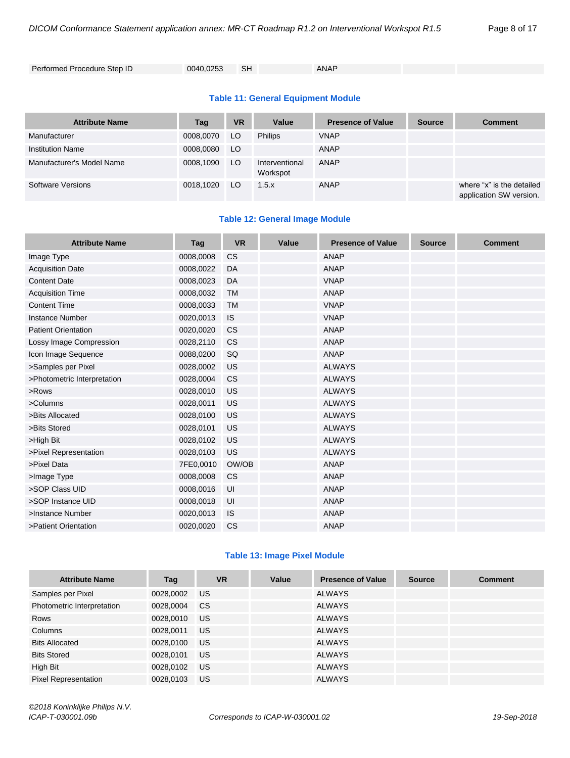| Performed Procedure Step ID | 0040,0253 | SH | | ANAP | | |
|---|---|---|---|---|---|---|

**Table 11: General Equipment Module**

| Attribute Name | Tag | VR | Value | Presence of Value | Source | Comment |
|---|---|---|---|---|---|---|
| Manufacturer | 0008,0070 | LO | Philips | VNAP | | |
| Institution Name | 0008,0080 | LO | | ANAP | | |
| Manufacturer's Model Name | 0008,1090 | LO | Interventional Workspot | ANAP | | |
| Software Versions | 0018,1020 | LO | 1.5.x | ANAP | | where “x” is the detailed application SW version. |

**Table 12: General Image Module**

| Attribute Name | Tag | VR | Value | Presence of Value | Source | Comment |
|---|---|---|---|---|---|---|
| Image Type | 0008,0008 | CS | | ANAP | | |
| Acquisition Date | 0008,0022 | DA | | ANAP | | |
| Content Date | 0008,0023 | DA | | VNAP | | |
| Acquisition Time | 0008,0032 | TM | | ANAP | | |
| Content Time | 0008,0033 | TM | | VNAP | | |
| Instance Number | 0020,0013 | IS | | VNAP | | |
| Patient Orientation | 0020,0020 | CS | | ANAP | | |
| Lossy Image Compression | 0028,2110 | CS | | ANAP | | |
| Icon Image Sequence | 0088,0200 | SQ | | ANAP | | |
| >Samples per Pixel | 0028,0002 | US | | ALWAYS | | |
| >Photometric Interpretation | 0028,0004 | CS | | ALWAYS | | |
| >Rows | 0028,0010 | US | | ALWAYS | | |
| >Columns | 0028,0011 | US | | ALWAYS | | |
| >Bits Allocated | 0028,0100 | US | | ALWAYS | | |
| >Bits Stored | 0028,0101 | US | | ALWAYS | | |
| >High Bit | 0028,0102 | US | | ALWAYS | | |
| >Pixel Representation | 0028,0103 | US | | ALWAYS | | |
| >Pixel Data | 7FE0,0010 | OW/OB | | ANAP | | |
| >Image Type | 0008,0008 | CS | | ANAP | | |
| >SOP Class UID | 0008,0016 | UI | | ANAP | | |
| >SOP Instance UID | 0008,0018 | UI | | ANAP | | |
| >Instance Number | 0020,0013 | IS | | ANAP | | |
| >Patient Orientation | 0020,0020 | CS | | ANAP | | |

**Table 13: Image Pixel Module**

| Attribute Name | Tag | VR | Value | Presence of Value | Source | Comment |
|---|---|---|---|---|---|---|
| Samples per Pixel | 0028,0002 | US | | ALWAYS | | |
| Photometric Interpretation | 0028,0004 | CS | | ALWAYS | | |
| Rows | 0028,0010 | US | | ALWAYS | | |
| Columns | 0028,0011 | US | | ALWAYS | | |
| Bits Allocated | 0028,0100 | US | | ALWAYS | | |
| Bits Stored | 0028,0101 | US | | ALWAYS | | |
| High Bit | 0028,0102 | US | | ALWAYS | | |
| Pixel Representation | 0028,0103 | US | | ALWAYS | | |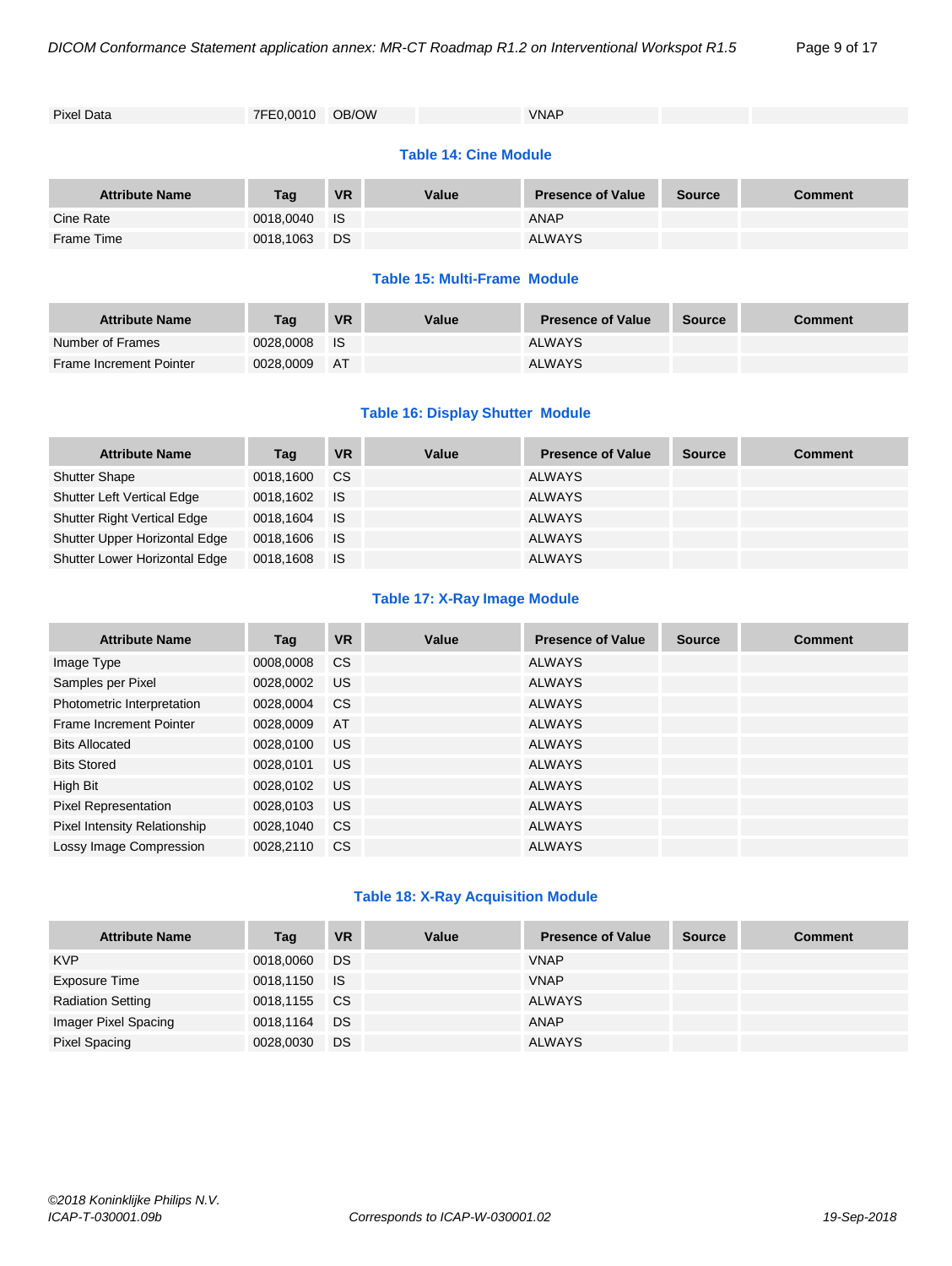| Pixel Data | 7FE0,0010 | OB/OW | | VNAP | | |
|---|---|---|---|---|---|---|

**Table 14: Cine Module**

| Attribute Name | Tag | VR | Value | Presence of Value | Source | Comment |
|---|---|---|---|---|---|---|
| Cine Rate | 0018,0040 | IS | | ANAP | | |
| Frame Time | 0018,1063 | DS | | ALWAYS | | |

**Table 15: Multi-Frame Module**

| Attribute Name | Tag | VR | Value | Presence of Value | Source | Comment |
|---|---|---|---|---|---|---|
| Number of Frames | 0028,0008 | IS | | ALWAYS | | |
| Frame Increment Pointer | 0028,0009 | AT | | ALWAYS | | |

**Table 16: Display Shutter Module**

| Attribute Name | Tag | VR | Value | Presence of Value | Source | Comment |
|---|---|---|---|---|---|---|
| Shutter Shape | 0018,1600 | CS | | ALWAYS | | |
| Shutter Left Vertical Edge | 0018,1602 | IS | | ALWAYS | | |
| Shutter Right Vertical Edge | 0018,1604 | IS | | ALWAYS | | |
| Shutter Upper Horizontal Edge | 0018,1606 | IS | | ALWAYS | | |
| Shutter Lower Horizontal Edge | 0018,1608 | IS | | ALWAYS | | |

**Table 17: X-Ray Image Module**

| Attribute Name | Tag | VR | Value | Presence of Value | Source | Comment |
|---|---|---|---|---|---|---|
| Image Type | 0008,0008 | CS | | ALWAYS | | |
| Samples per Pixel | 0028,0002 | US | | ALWAYS | | |
| Photometric Interpretation | 0028,0004 | CS | | ALWAYS | | |
| Frame Increment Pointer | 0028,0009 | AT | | ALWAYS | | |
| Bits Allocated | 0028,0100 | US | | ALWAYS | | |
| Bits Stored | 0028,0101 | US | | ALWAYS | | |
| High Bit | 0028,0102 | US | | ALWAYS | | |
| Pixel Representation | 0028,0103 | US | | ALWAYS | | |
| Pixel Intensity Relationship | 0028,1040 | CS | | ALWAYS | | |
| Lossy Image Compression | 0028,2110 | CS | | ALWAYS | | |

**Table 18: X-Ray Acquisition Module**

| Attribute Name | Tag | VR | Value | Presence of Value | Source | Comment |
|---|---|---|---|---|---|---|
| KVP | 0018,0060 | DS | | VNAP | | |
| Exposure Time | 0018,1150 | IS | | VNAP | | |
| Radiation Setting | 0018,1155 | CS | | ALWAYS | | |
| Imager Pixel Spacing | 0018,1164 | DS | | ANAP | | |
| Pixel Spacing | 0028,0030 | DS | | ALWAYS | | |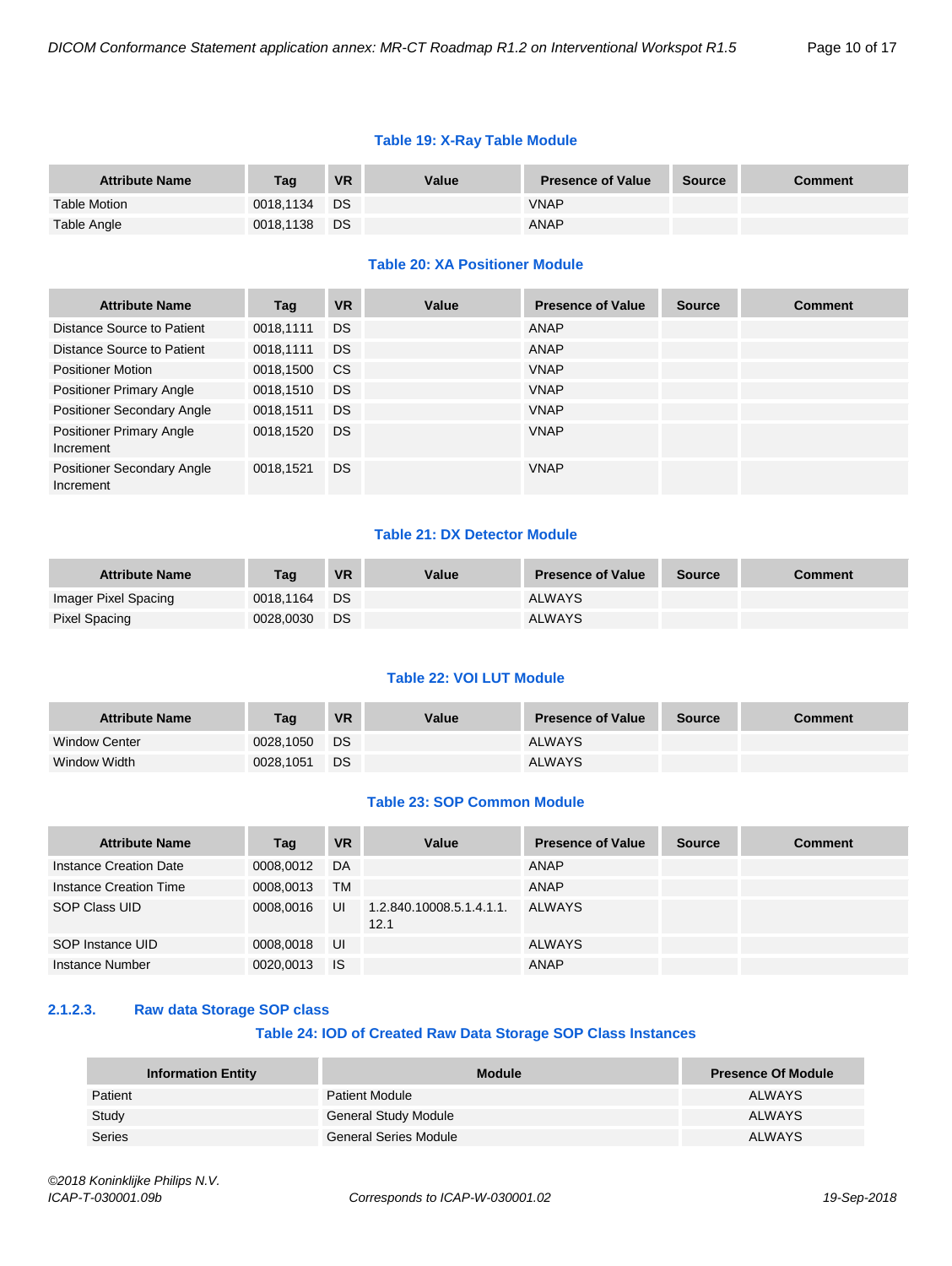**Table 19: X-Ray Table Module**

| Attribute Name | Tag | VR | Value | Presence of Value | Source | Comment |
|---|---|---|---|---|---|---|
| Table Motion | 0018,1134 | DS | | VNAP | | |
| Table Angle | 0018,1138 | DS | | ANAP | | |

**Table 20: XA Positioner Module**

| Attribute Name | Tag | VR | Value | Presence of Value | Source | Comment |
|---|---|---|---|---|---|---|
| Distance Source to Patient | 0018,1111 | DS | | ANAP | | |
| Distance Source to Patient | 0018,1111 | DS | | ANAP | | |
| Positioner Motion | 0018,1500 | CS | | VNAP | | |
| Positioner Primary Angle | 0018,1510 | DS | | VNAP | | |
| Positioner Secondary Angle | 0018,1511 | DS | | VNAP | | |
| Positioner Primary Angle Increment | 0018,1520 | DS | | VNAP | | |
| Positioner Secondary Angle Increment | 0018,1521 | DS | | VNAP | | |

**Table 21: DX Detector Module**

| Attribute Name | Tag | VR | Value | Presence of Value | Source | Comment |
|---|---|---|---|---|---|---|
| Imager Pixel Spacing | 0018,1164 | DS | | ALWAYS | | |
| Pixel Spacing | 0028,0030 | DS | | ALWAYS | | |

**Table 22: VOI LUT Module**

| Attribute Name | Tag | VR | Value | Presence of Value | Source | Comment |
|---|---|---|---|---|---|---|
| Window Center | 0028,1050 | DS | | ALWAYS | | |
| Window Width | 0028,1051 | DS | | ALWAYS | | |

**Table 23: SOP Common Module**

| Attribute Name | Tag | VR | Value | Presence of Value | Source | Comment |
|---|---|---|---|---|---|---|
| Instance Creation Date | 0008,0012 | DA | | ANAP | | |
| Instance Creation Time | 0008,0013 | TM | | ANAP | | |
| SOP Class UID | 0008,0016 | UI | 1.2.840.10008.5.1.4.1.1.12.1 | ALWAYS | | |
| SOP Instance UID | 0008,0018 | UI | | ALWAYS | | |
| Instance Number | 0020,0013 | IS | | ANAP | | |

### 2.1.2.3. Raw data Storage SOP class

**Table 24: IOD of Created Raw Data Storage SOP Class Instances**

| Information Entity | Module | Presence Of Module |
|---|---|---|
| Patient | Patient Module | ALWAYS |
| Study | General Study Module | ALWAYS |
| Series | General Series Module | ALWAYS |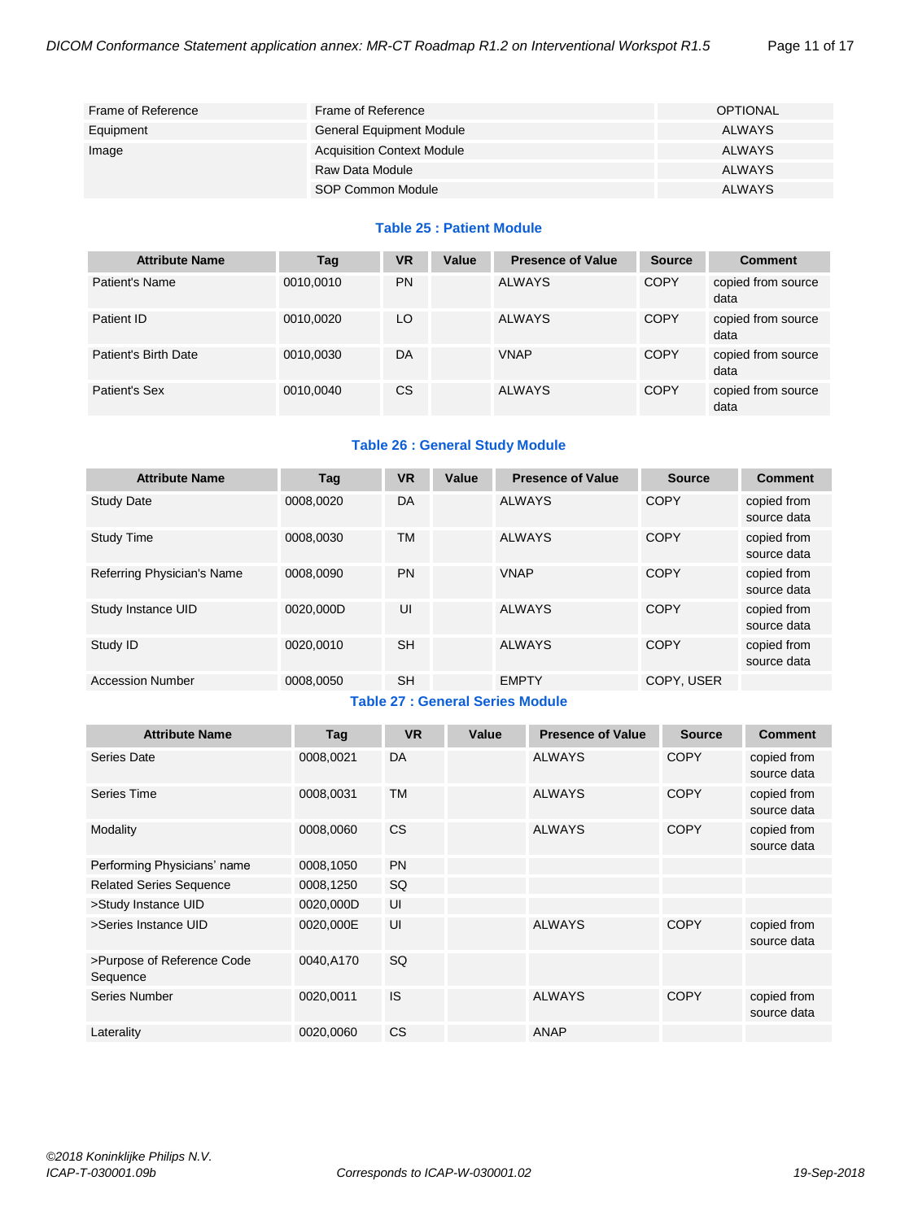| Frame of Reference | Frame of Reference | OPTIONAL |
|---|---|---|
| Equipment | General Equipment Module | ALWAYS |
| Image | Acquisition Context Module | ALWAYS |
| | Raw Data Module | ALWAYS |
| | SOP Common Module | ALWAYS |

**Table 25 : Patient Module**

| Attribute Name | Tag | VR | Value | Presence of Value | Source | Comment |
|---|---|---|---|---|---|---|
| Patient's Name | 0010,0010 | PN | | ALWAYS | COPY | copied from source data |
| Patient ID | 0010,0020 | LO | | ALWAYS | COPY | copied from source data |
| Patient's Birth Date | 0010,0030 | DA | | VNAP | COPY | copied from source data |
| Patient's Sex | 0010,0040 | CS | | ALWAYS | COPY | copied from source data |

**Table 26 : General Study Module**

| Attribute Name | Tag | VR | Value | Presence of Value | Source | Comment |
|---|---|---|---|---|---|---|
| Study Date | 0008,0020 | DA | | ALWAYS | COPY | copied from source data |
| Study Time | 0008,0030 | TM | | ALWAYS | COPY | copied from source data |
| Referring Physician's Name | 0008,0090 | PN | | VNAP | COPY | copied from source data |
| Study Instance UID | 0020,000D | UI | | ALWAYS | COPY | copied from source data |
| Study ID | 0020,0010 | SH | | ALWAYS | COPY | copied from source data |
| Accession Number | 0008,0050 | SH | | EMPTY | COPY, USER | |

**Table 27 : General Series Module**

| Attribute Name | Tag | VR | Value | Presence of Value | Source | Comment |
|---|---|---|---|---|---|---|
| Series Date | 0008,0021 | DA | | ALWAYS | COPY | copied from source data |
| Series Time | 0008,0031 | TM | | ALWAYS | COPY | copied from source data |
| Modality | 0008,0060 | CS | | ALWAYS | COPY | copied from source data |
| Performing Physicians' name | 0008,1050 | PN | | | | |
| Related Series Sequence | 0008,1250 | SQ | | | | |
| >Study Instance UID | 0020,000D | UI | | | | |
| >Series Instance UID | 0020,000E | UI | | ALWAYS | COPY | copied from source data |
| >Purpose of Reference Code Sequence | 0040,A170 | SQ | | | | |
| Series Number | 0020,0011 | IS | | ALWAYS | COPY | copied from source data |
| Laterality | 0020,0060 | CS | | ANAP | | |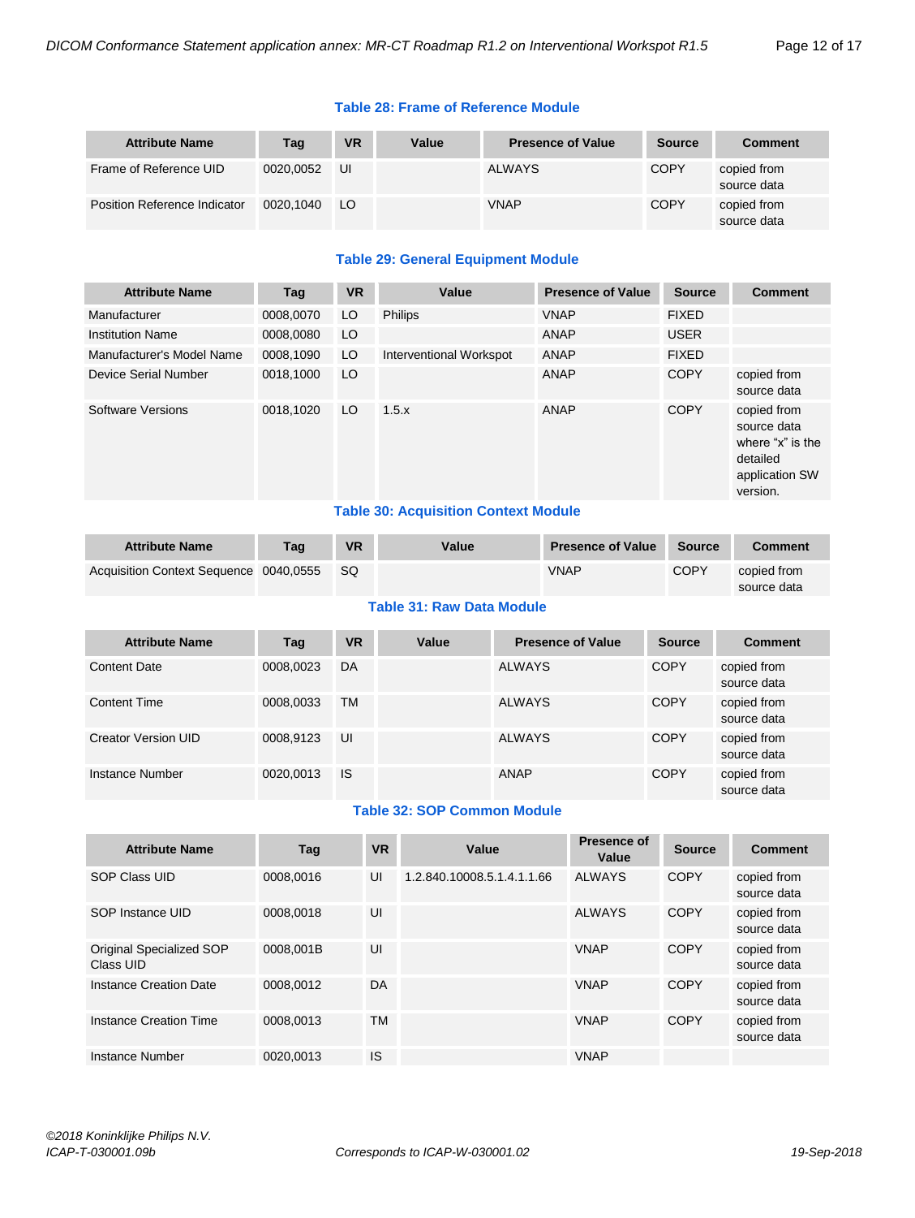**Table 28: Frame of Reference Module**

| Attribute Name | Tag | VR | Value | Presence of Value | Source | Comment |
|---|---|---|---|---|---|---|
| Frame of Reference UID | 0020,0052 | UI | | ALWAYS | COPY | copied from source data |
| Position Reference Indicator | 0020,1040 | LO | | VNAP | COPY | copied from source data |

**Table 29: General Equipment Module**

| Attribute Name | Tag | VR | Value | Presence of Value | Source | Comment |
|---|---|---|---|---|---|---|
| Manufacturer | 0008,0070 | LO | Philips | VNAP | FIXED | |
| Institution Name | 0008,0080 | LO | | ANAP | USER | |
| Manufacturer's Model Name | 0008,1090 | LO | Interventional Workspot | ANAP | FIXED | |
| Device Serial Number | 0018,1000 | LO | | ANAP | COPY | copied from source data |
| Software Versions | 0018,1020 | LO | 1.5.x | ANAP | COPY | copied from source data where “x” is the detailed application SW version. |

**Table 30: Acquisition Context Module**

| Attribute Name | Tag | VR | Value | Presence of Value | Source | Comment |
|---|---|---|---|---|---|---|
| Acquisition Context Sequence | 0040,0555 | SQ | | VNAP | COPY | copied from source data |

**Table 31: Raw Data Module**

| Attribute Name | Tag | VR | Value | Presence of Value | Source | Comment |
|---|---|---|---|---|---|---|
| Content Date | 0008,0023 | DA | | ALWAYS | COPY | copied from source data |
| Content Time | 0008,0033 | TM | | ALWAYS | COPY | copied from source data |
| Creator Version UID | 0008,9123 | UI | | ALWAYS | COPY | copied from source data |
| Instance Number | 0020,0013 | IS | | ANAP | COPY | copied from source data |

**Table 32: SOP Common Module**

| Attribute Name | Tag | VR | Value | Presence of Value | Source | Comment |
|---|---|---|---|---|---|---|
| SOP Class UID | 0008,0016 | UI | 1.2.840.10008.5.1.4.1.1.66 | ALWAYS | COPY | copied from source data |
| SOP Instance UID | 0008,0018 | UI | | ALWAYS | COPY | copied from source data |
| Original Specialized SOP Class UID | 0008,001B | UI | | VNAP | COPY | copied from source data |
| Instance Creation Date | 0008,0012 | DA | | VNAP | COPY | copied from source data |
| Instance Creation Time | 0008,0013 | TM | | VNAP | COPY | copied from source data |
| Instance Number | 0020,0013 | IS | | VNAP | | |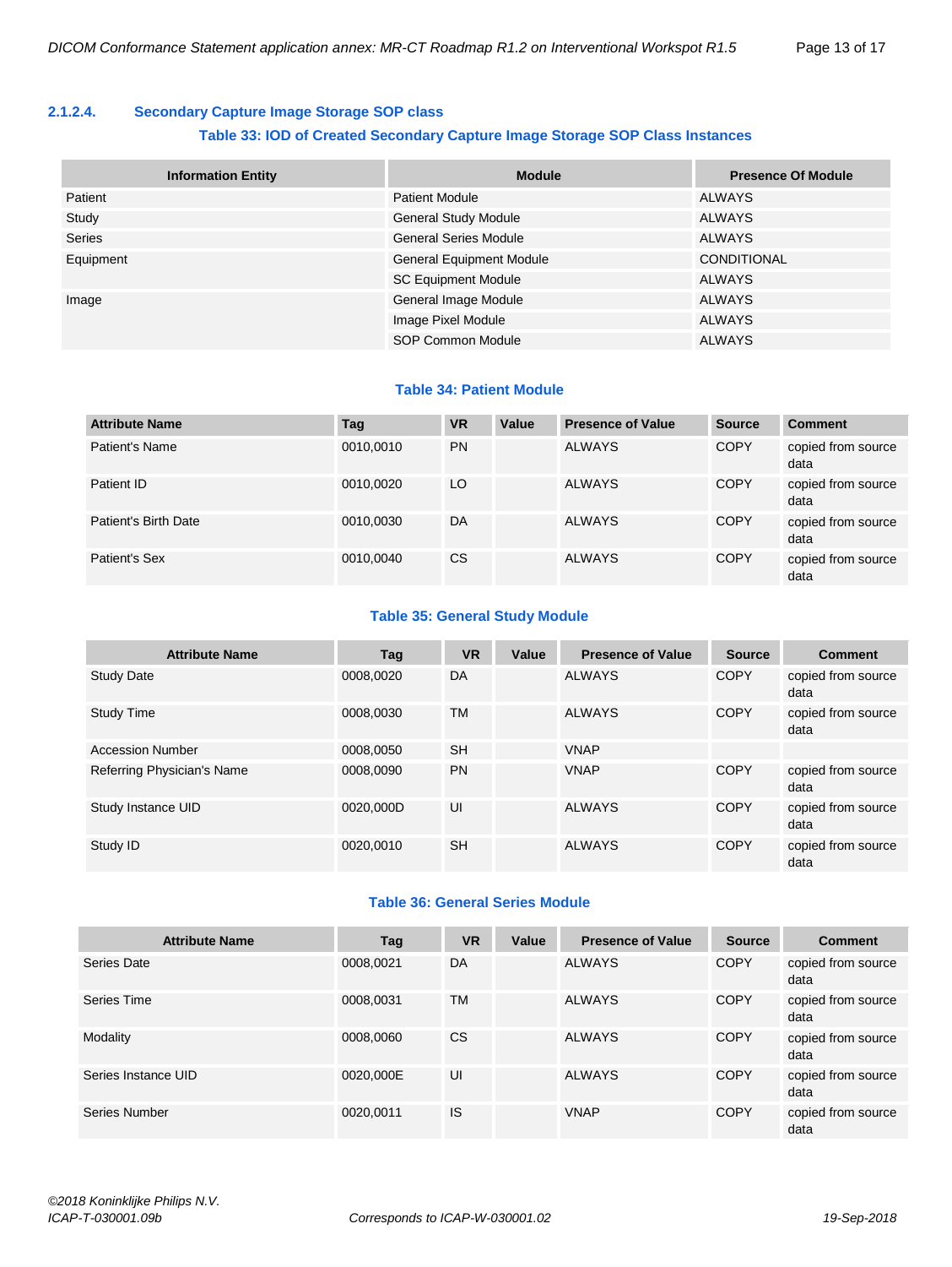#### 2.1.2.4. Secondary Capture Image Storage SOP class

**Table 33: IOD of Created Secondary Capture Image Storage SOP Class Instances**

| Information Entity | Module | Presence Of Module |
|---|---|---|
| Patient | Patient Module | ALWAYS |
| Study | General Study Module | ALWAYS |
| Series | General Series Module | ALWAYS |
| Equipment | General Equipment Module | CONDITIONAL |
| | SC Equipment Module | ALWAYS |
| Image | General Image Module | ALWAYS |
| | Image Pixel Module | ALWAYS |
| | SOP Common Module | ALWAYS |

**Table 34: Patient Module**

| Attribute Name | Tag | VR | Value | Presence of Value | Source | Comment |
|---|---|---|---|---|---|---|
| Patient's Name | 0010,0010 | PN | | ALWAYS | COPY | copied from source data |
| Patient ID | 0010,0020 | LO | | ALWAYS | COPY | copied from source data |
| Patient's Birth Date | 0010,0030 | DA | | ALWAYS | COPY | copied from source data |
| Patient's Sex | 0010,0040 | CS | | ALWAYS | COPY | copied from source data |

**Table 35: General Study Module**

| Attribute Name | Tag | VR | Value | Presence of Value | Source | Comment |
|---|---|---|---|---|---|---|
| Study Date | 0008,0020 | DA | | ALWAYS | COPY | copied from source data |
| Study Time | 0008,0030 | TM | | ALWAYS | COPY | copied from source data |
| Accession Number | 0008,0050 | SH | | VNAP | | |
| Referring Physician's Name | 0008,0090 | PN | | VNAP | COPY | copied from source data |
| Study Instance UID | 0020,000D | UI | | ALWAYS | COPY | copied from source data |
| Study ID | 0020,0010 | SH | | ALWAYS | COPY | copied from source data |

**Table 36: General Series Module**

| Attribute Name | Tag | VR | Value | Presence of Value | Source | Comment |
|---|---|---|---|---|---|---|
| Series Date | 0008,0021 | DA | | ALWAYS | COPY | copied from source data |
| Series Time | 0008,0031 | TM | | ALWAYS | COPY | copied from source data |
| Modality | 0008,0060 | CS | | ALWAYS | COPY | copied from source data |
| Series Instance UID | 0020,000E | UI | | ALWAYS | COPY | copied from source data |
| Series Number | 0020,0011 | IS | | VNAP | COPY | copied from source data |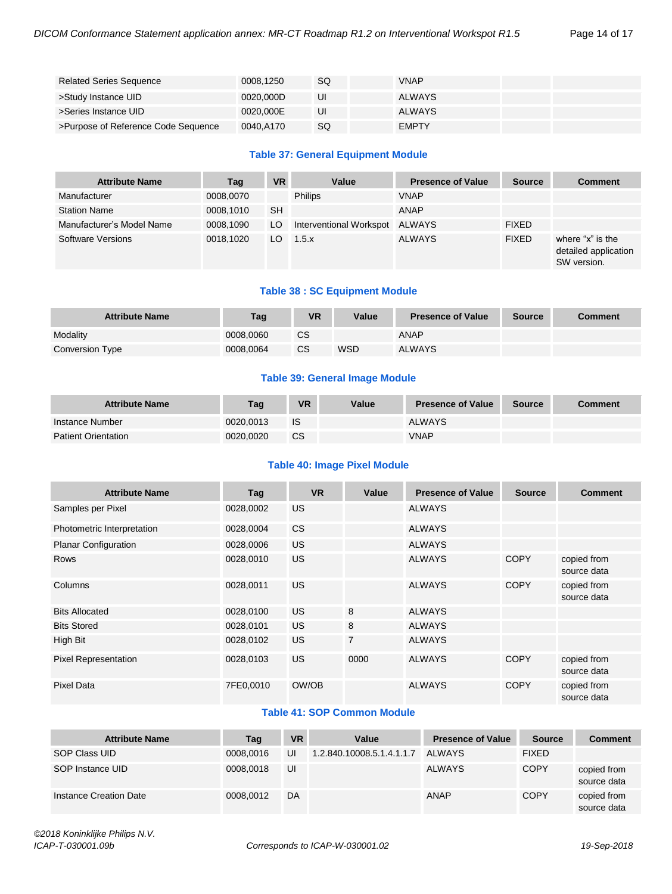| Related Series Sequence | 0008,1250 | SQ | | VNAP | | |
|---|---|---|---|---|---|---|
| >Study Instance UID | 0020,000D | UI | | ALWAYS | | |
| >Series Instance UID | 0020,000E | UI | | ALWAYS | | |
| >Purpose of Reference Code Sequence | 0040,A170 | SQ | | EMPTY | | |

**Table 37: General Equipment Module**

| Attribute Name | Tag | VR | Value | Presence of Value | Source | Comment |
|---|---|---|---|---|---|---|
| Manufacturer | 0008,0070 | | Philips | VNAP | | |
| Station Name | 0008,1010 | SH | | ANAP | | |
| Manufacturer's Model Name | 0008,1090 | LO | Interventional Workspot | ALWAYS | FIXED | |
| Software Versions | 0018,1020 | LO | 1.5.x | ALWAYS | FIXED | where "x" is the detailed application SW version. |

**Table 38 : SC Equipment Module**

| Attribute Name | Tag | VR | Value | Presence of Value | Source | Comment |
|---|---|---|---|---|---|---|
| Modality | 0008,0060 | CS | | ANAP | | |
| Conversion Type | 0008,0064 | CS | WSD | ALWAYS | | |

**Table 39: General Image Module**

| Attribute Name | Tag | VR | Value | Presence of Value | Source | Comment |
|---|---|---|---|---|---|---|
| Instance Number | 0020,0013 | IS | | ALWAYS | | |
| Patient Orientation | 0020,0020 | CS | | VNAP | | |

**Table 40: Image Pixel Module**

| Attribute Name | Tag | VR | Value | Presence of Value | Source | Comment |
|---|---|---|---|---|---|---|
| Samples per Pixel | 0028,0002 | US | | ALWAYS | | |
| Photometric Interpretation | 0028,0004 | CS | | ALWAYS | | |
| Planar Configuration | 0028,0006 | US | | ALWAYS | | |
| Rows | 0028,0010 | US | | ALWAYS | COPY | copied from source data |
| Columns | 0028,0011 | US | | ALWAYS | COPY | copied from source data |
| Bits Allocated | 0028,0100 | US | 8 | ALWAYS | | |
| Bits Stored | 0028,0101 | US | 8 | ALWAYS | | |
| High Bit | 0028,0102 | US | 7 | ALWAYS | | |
| Pixel Representation | 0028,0103 | US | 0000 | ALWAYS | COPY | copied from source data |
| Pixel Data | 7FE0,0010 | OW/OB | | ALWAYS | COPY | copied from source data |

**Table 41: SOP Common Module**

| Attribute Name | Tag | VR | Value | Presence of Value | Source | Comment |
|---|---|---|---|---|---|---|
| SOP Class UID | 0008,0016 | UI | 1.2.840.10008.5.1.4.1.1.7 | ALWAYS | FIXED | |
| SOP Instance UID | 0008,0018 | UI | | ALWAYS | COPY | copied from source data |
| Instance Creation Date | 0008,0012 | DA | | ANAP | COPY | copied from source data |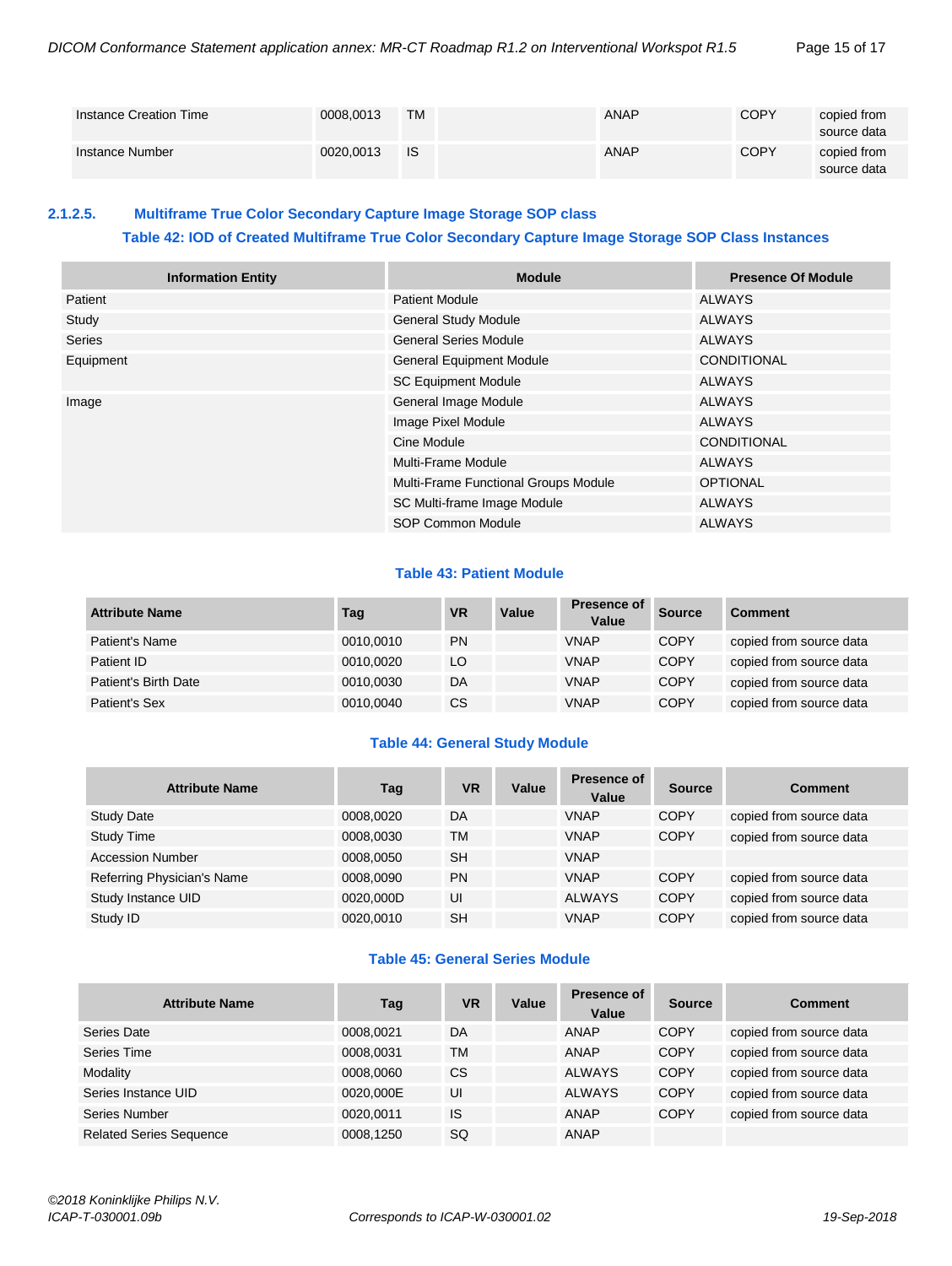| Instance Creation Time | 0008,0013 | TM | | ANAP | COPY | copied from source data |
|---|---|---|---|---|---|---|
| Instance Number | 0020,0013 | IS | | ANAP | COPY | copied from source data |

### 2.1.2.5. Multiframe True Color Secondary Capture Image Storage SOP class

**Table 42: IOD of Created Multiframe True Color Secondary Capture Image Storage SOP Class Instances**

| Information Entity | Module | Presence Of Module |
|---|---|---|
| Patient | Patient Module | ALWAYS |
| Study | General Study Module | ALWAYS |
| Series | General Series Module | ALWAYS |
| Equipment | General Equipment Module | CONDITIONAL |
| | SC Equipment Module | ALWAYS |
| Image | General Image Module | ALWAYS |
| | Image Pixel Module | ALWAYS |
| | Cine Module | CONDITIONAL |
| | Multi-Frame Module | ALWAYS |
| | Multi-Frame Functional Groups Module | OPTIONAL |
| | SC Multi-frame Image Module | ALWAYS |
| | SOP Common Module | ALWAYS |

**Table 43: Patient Module**

| Attribute Name | Tag | VR | Value | Presence of Value | Source | Comment |
|---|---|---|---|---|---|---|
| Patient's Name | 0010,0010 | PN | | VNAP | COPY | copied from source data |
| Patient ID | 0010,0020 | LO | | VNAP | COPY | copied from source data |
| Patient's Birth Date | 0010,0030 | DA | | VNAP | COPY | copied from source data |
| Patient's Sex | 0010,0040 | CS | | VNAP | COPY | copied from source data |

**Table 44: General Study Module**

| Attribute Name | Tag | VR | Value | Presence of Value | Source | Comment |
|---|---|---|---|---|---|---|
| Study Date | 0008,0020 | DA | | VNAP | COPY | copied from source data |
| Study Time | 0008,0030 | TM | | VNAP | COPY | copied from source data |
| Accession Number | 0008,0050 | SH | | VNAP | | |
| Referring Physician's Name | 0008,0090 | PN | | VNAP | COPY | copied from source data |
| Study Instance UID | 0020,000D | UI | | ALWAYS | COPY | copied from source data |
| Study ID | 0020,0010 | SH | | VNAP | COPY | copied from source data |

**Table 45: General Series Module**

| Attribute Name | Tag | VR | Value | Presence of Value | Source | Comment |
|---|---|---|---|---|---|---|
| Series Date | 0008,0021 | DA | | ANAP | COPY | copied from source data |
| Series Time | 0008,0031 | TM | | ANAP | COPY | copied from source data |
| Modality | 0008,0060 | CS | | ALWAYS | COPY | copied from source data |
| Series Instance UID | 0020,000E | UI | | ALWAYS | COPY | copied from source data |
| Series Number | 0020,0011 | IS | | ANAP | COPY | copied from source data |
| Related Series Sequence | 0008,1250 | SQ | | ANAP | | |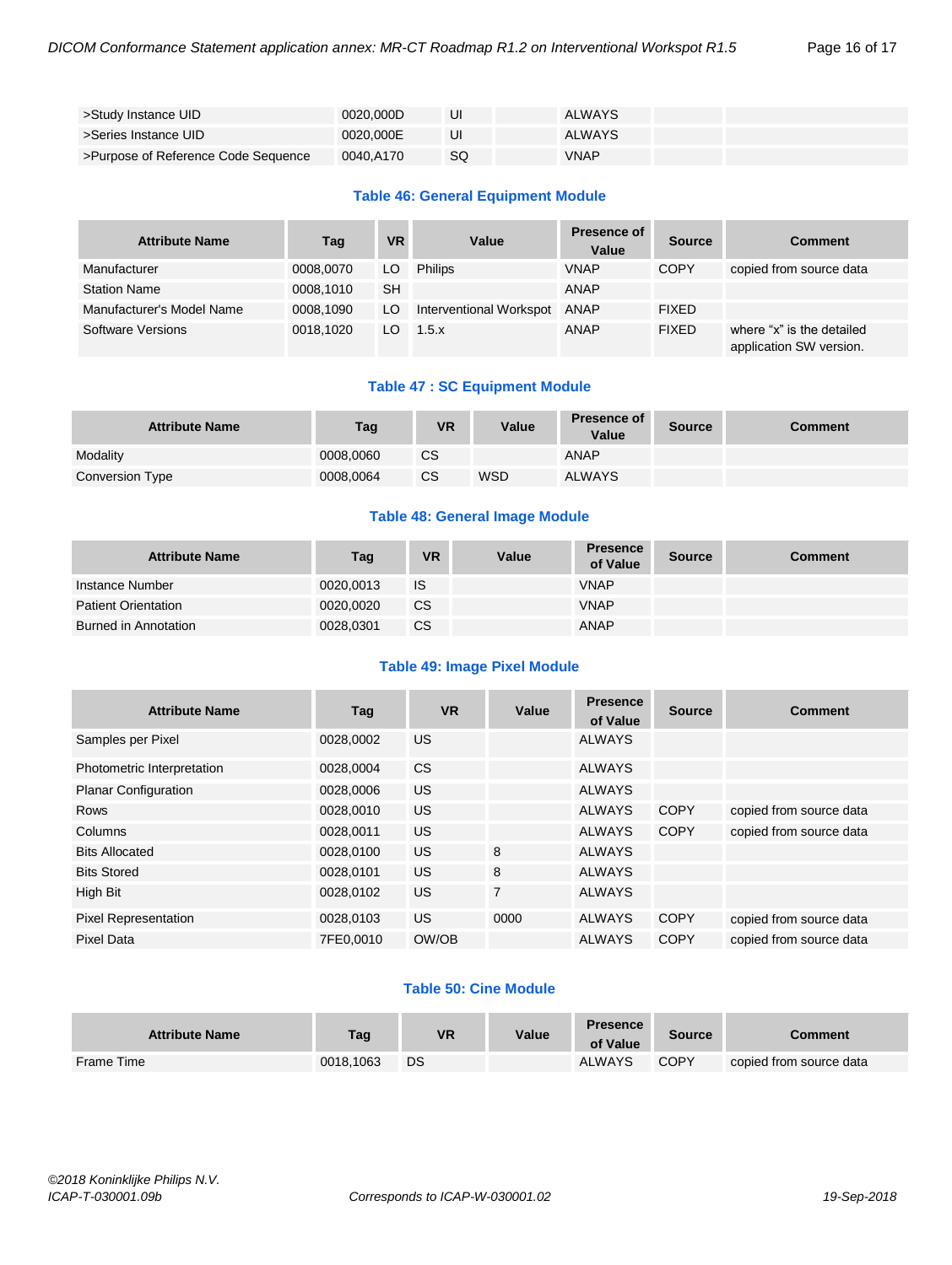| | | | | | | |
|---|---|---|---|---|---|---|
| >Study Instance UID | 0020,000D | UI | | ALWAYS | | |
| >Series Instance UID | 0020,000E | UI | | ALWAYS | | |
| >Purpose of Reference Code Sequence | 0040,A170 | SQ | | VNAP | | |

### Table 46: General Equipment Module

| Attribute Name | Tag | VR | Value | Presence of Value | Source | Comment |
|---|---|---|---|---|---|---|
| Manufacturer | 0008,0070 | LO | Philips | VNAP | COPY | copied from source data |
| Station Name | 0008,1010 | SH | | ANAP | | |
| Manufacturer's Model Name | 0008,1090 | LO | Interventional Workspot | ANAP | FIXED | |
| Software Versions | 0018,1020 | LO | 1.5.x | ANAP | FIXED | where "x" is the detailed application SW version. |

### Table 47 : SC Equipment Module

| Attribute Name | Tag | VR | Value | Presence of Value | Source | Comment |
|---|---|---|---|---|---|---|
| Modality | 0008,0060 | CS | | ANAP | | |
| Conversion Type | 0008,0064 | CS | WSD | ALWAYS | | |

### Table 48: General Image Module

| Attribute Name | Tag | VR | Value | Presence of Value | Source | Comment |
|---|---|---|---|---|---|---|
| Instance Number | 0020,0013 | IS | | VNAP | | |
| Patient Orientation | 0020,0020 | CS | | VNAP | | |
| Burned in Annotation | 0028,0301 | CS | | ANAP | | |

### Table 49: Image Pixel Module

| Attribute Name | Tag | VR | Value | Presence of Value | Source | Comment |
|---|---|---|---|---|---|---|
| Samples per Pixel | 0028,0002 | US | | ALWAYS | | |
| Photometric Interpretation | 0028,0004 | CS | | ALWAYS | | |
| Planar Configuration | 0028,0006 | US | | ALWAYS | | |
| Rows | 0028,0010 | US | | ALWAYS | COPY | copied from source data |
| Columns | 0028,0011 | US | | ALWAYS | COPY | copied from source data |
| Bits Allocated | 0028,0100 | US | 8 | ALWAYS | | |
| Bits Stored | 0028,0101 | US | 8 | ALWAYS | | |
| High Bit | 0028,0102 | US | 7 | ALWAYS | | |
| Pixel Representation | 0028,0103 | US | 0000 | ALWAYS | COPY | copied from source data |
| Pixel Data | 7FE0,0010 | OW/OB | | ALWAYS | COPY | copied from source data |

### Table 50: Cine Module

| Attribute Name | Tag | VR | Value | Presence of Value | Source | Comment |
|---|---|---|---|---|---|---|
| Frame Time | 0018,1063 | DS | | ALWAYS | COPY | copied from source data |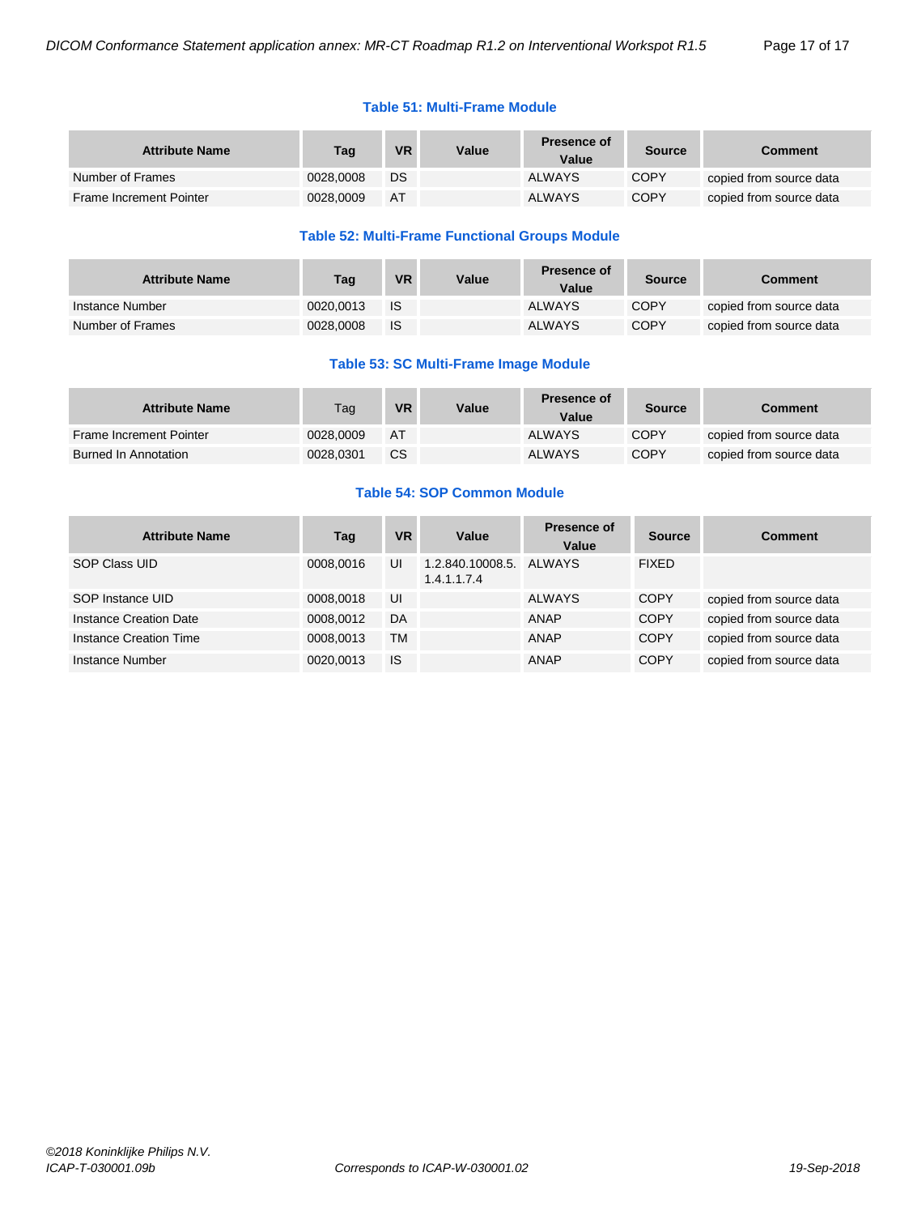**Table 51: Multi-Frame Module**

| Attribute Name | Tag | VR | Value | Presence of Value | Source | Comment |
|---|---|---|---|---|---|---|
| Number of Frames | 0028,0008 | DS | | ALWAYS | COPY | copied from source data |
| Frame Increment Pointer | 0028,0009 | AT | | ALWAYS | COPY | copied from source data |

**Table 52: Multi-Frame Functional Groups Module**

| Attribute Name | Tag | VR | Value | Presence of Value | Source | Comment |
|---|---|---|---|---|---|---|
| Instance Number | 0020,0013 | IS | | ALWAYS | COPY | copied from source data |
| Number of Frames | 0028,0008 | IS | | ALWAYS | COPY | copied from source data |

**Table 53: SC Multi-Frame Image Module**

| Attribute Name | Tag | VR | Value | Presence of Value | Source | Comment |
|---|---|---|---|---|---|---|
| Frame Increment Pointer | 0028,0009 | AT | | ALWAYS | COPY | copied from source data |
| Burned In Annotation | 0028,0301 | CS | | ALWAYS | COPY | copied from source data |

**Table 54: SOP Common Module**

| Attribute Name | Tag | VR | Value | Presence of Value | Source | Comment |
|---|---|---|---|---|---|---|
| SOP Class UID | 0008,0016 | UI | 1.2.840.10008.5.1.4.1.1.7.4 | ALWAYS | FIXED | |
| SOP Instance UID | 0008,0018 | UI | | ALWAYS | COPY | copied from source data |
| Instance Creation Date | 0008,0012 | DA | | ANAP | COPY | copied from source data |
| Instance Creation Time | 0008,0013 | TM | | ANAP | COPY | copied from source data |
| Instance Number | 0020,0013 | IS | | ANAP | COPY | copied from source data |